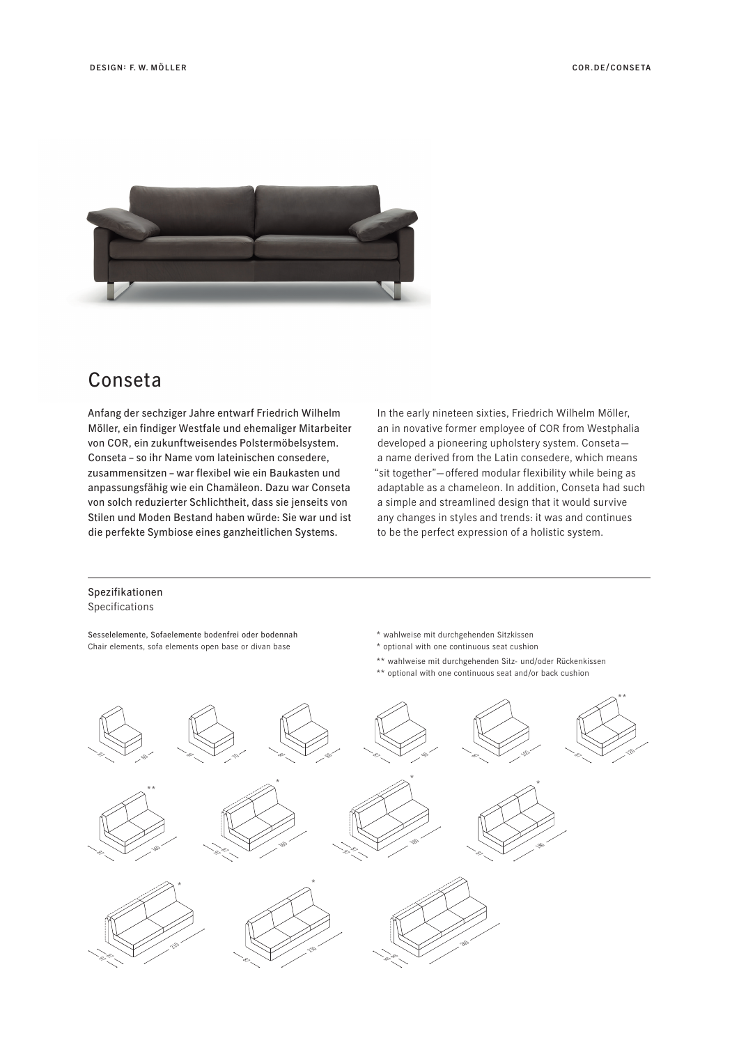DESIGN: F. W. MÖLLER

COR.DE/CONSETA

# Conseta

Anfang der sechziger Jahre entwarf Friedrich Wilhelm Möller, ein findiger Westfale und ehemaliger Mitarbeiter von COR, ein zukunftweisendes Polstermöbelsystem. Conseta – so ihr Name vom lateinischen consedere, zusammensitzen – war flexibel wie ein Baukasten und anpassungsfähig wie ein Chamäleon. Dazu war Conseta von solch reduzierter Schlichtheit, dass sie jenseits von Stilen und Moden Bestand haben würde: Sie war und ist die perfekte Symbiose eines ganzheitlichen Systems.

In the early nineteen sixties, Friedrich Wilhelm Möller, an in novative former employee of COR from Westphalia developed a pioneering upholstery system. Conseta—a name derived from the Latin consedere, which means "sit together"—offered modular flexibility while being as adaptable as a chameleon. In addition, Conseta had such a simple and streamlined design that it would survive any changes in styles and trends: it was and continues to be the perfect expression of a holistic system.

## Spezifikationen
Specifications

Sesselelemente, Sofaelemente bodenfrei oder bodennah
Chair elements, sofa elements open base or divan base

* wahlweise mit durchgehenden Sitzkissen
* optional with one continuous seat cushion

** wahlweise mit durchgehenden Sitz- und/oder Rückenkissen
** optional with one continuous seat and/or back cushion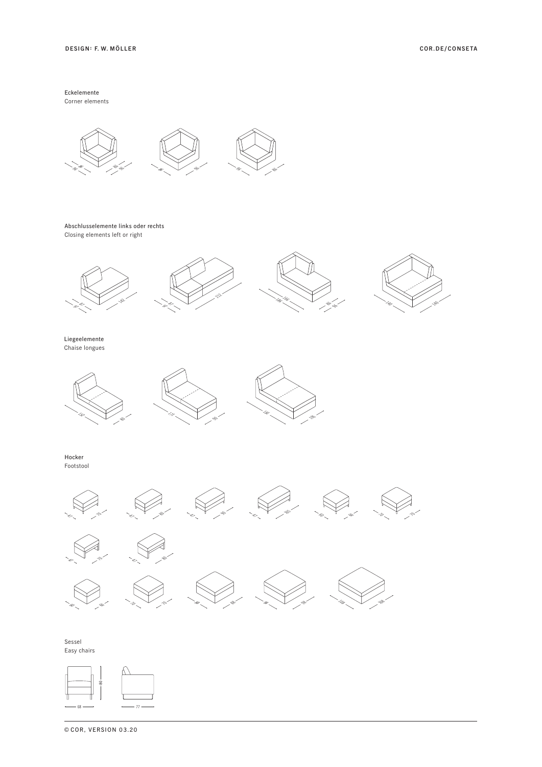DESIGN: F. W. MÖLLER

COR.DE/CONSETA

Eckelemente
Corner elements

Abschlusselemente links oder rechts
Closing elements left or right

Liegeelemente
Chaise longues

Hocker
Footstool

Sessel
Easy chairs

© COR, VERSION 03.20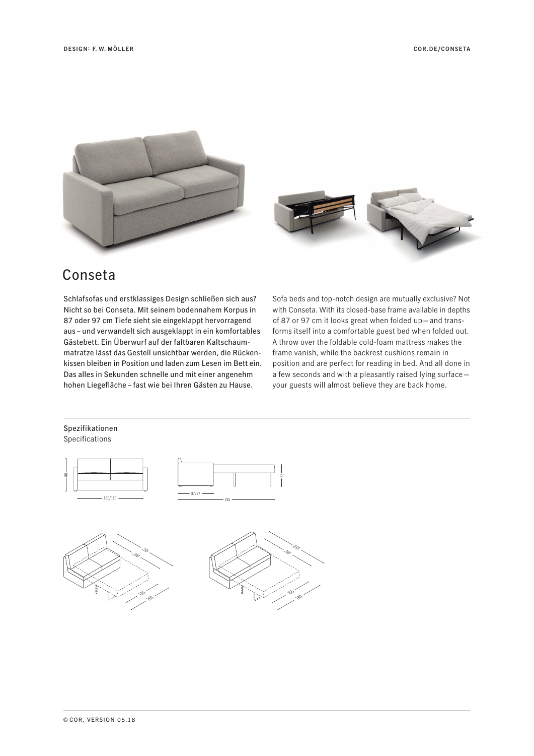DESIGN: F. W. MÖLLER

COR.DE/CONSETA

# Conseta

Schlafsofas und erstklassiges Design schließen sich aus? Nicht so bei Conseta. Mit seinem bodennahem Korpus in 87 oder 97 cm Tiefe sieht sie eingeklappt hervorragend aus – und verwandelt sich ausgeklappt in ein komfortables Gästebett. Ein Überwurf auf der faltbaren Kaltschaummatratze lässt das Gestell unsichtbar werden, die Rückenkissen bleiben in Position und laden zum Lesen im Bett ein. Das alles in Sekunden schnelle und mit einer angenehm hohen Liegefläche – fast wie bei Ihren Gästen zu Hause.

Sofa beds and top-notch design are mutually exclusive? Not with Conseta. With its closed-base frame available in depths of 87 or 97 cm it looks great when folded up — and transforms itself into a comfortable guest bed when folded out. A throw over the foldable cold-foam mattress makes the frame vanish, while the backrest cushions remain in position and are perfect for reading in bed. And all done in a few seconds and with a pleasantly raised lying surface — your guests will almost believe they are back home.

## Spezifikationen
Specifications

80

160/180

53

87/97

235

235

200

135

160

235

200

155

180